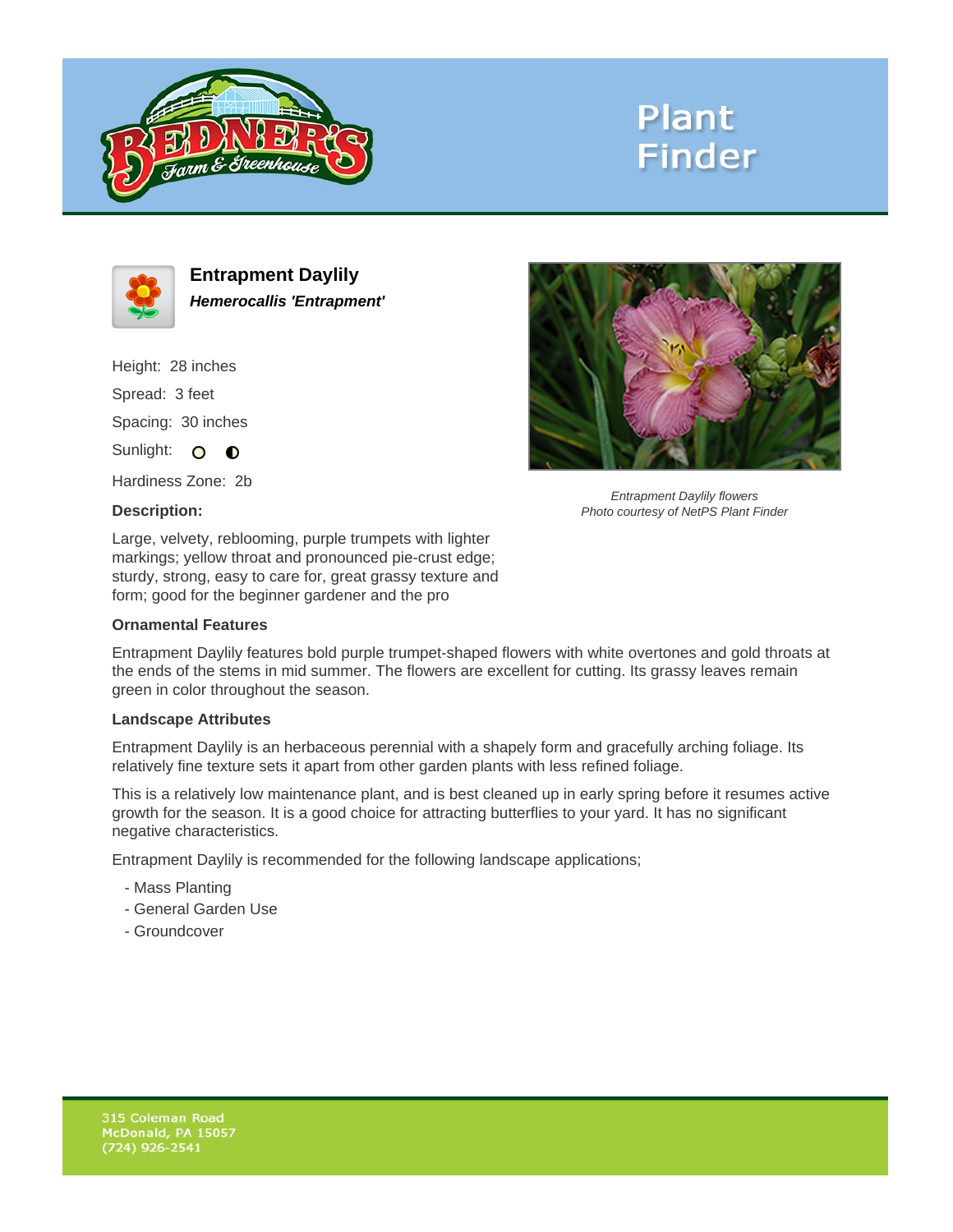Plant Finder

# Entrapment Daylily

***Hemerocallis 'Entrapment'***

Height: 28 inches

Spread: 3 feet

Spacing: 30 inches

Sunlight:

Hardiness Zone: 2b

**Description:**

Large, velvety, reblooming, purple trumpets with lighter markings; yellow throat and pronounced pie-crust edge; sturdy, strong, easy to care for, great grassy texture and form; good for the beginner gardener and the pro

*Entrapment Daylily flowers*
*Photo courtesy of NetPS Plant Finder*

### Ornamental Features

Entrapment Daylily features bold purple trumpet-shaped flowers with white overtones and gold throats at the ends of the stems in mid summer. The flowers are excellent for cutting. Its grassy leaves remain green in color throughout the season.

### Landscape Attributes

Entrapment Daylily is an herbaceous perennial with a shapely form and gracefully arching foliage. Its relatively fine texture sets it apart from other garden plants with less refined foliage.

This is a relatively low maintenance plant, and is best cleaned up in early spring before it resumes active growth for the season. It is a good choice for attracting butterflies to your yard. It has no significant negative characteristics.

Entrapment Daylily is recommended for the following landscape applications;

- Mass Planting
- General Garden Use
- Groundcover

315 Coleman Road
McDonald, PA 15057
(724) 926-2541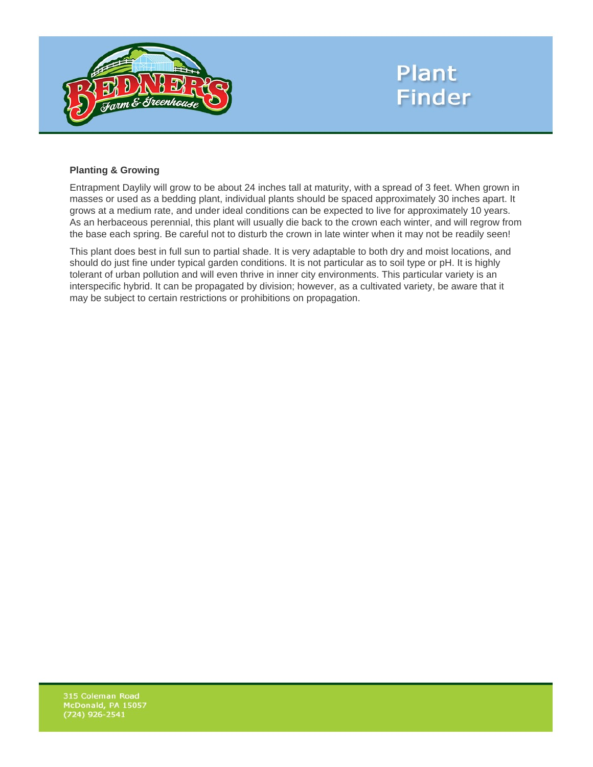**Planting & Growing**

Entrapment Daylily will grow to be about 24 inches tall at maturity, with a spread of 3 feet. When grown in masses or used as a bedding plant, individual plants should be spaced approximately 30 inches apart. It grows at a medium rate, and under ideal conditions can be expected to live for approximately 10 years. As an herbaceous perennial, this plant will usually die back to the crown each winter, and will regrow from the base each spring. Be careful not to disturb the crown in late winter when it may not be readily seen!

This plant does best in full sun to partial shade. It is very adaptable to both dry and moist locations, and should do just fine under typical garden conditions. It is not particular as to soil type or pH. It is highly tolerant of urban pollution and will even thrive in inner city environments. This particular variety is an interspecific hybrid. It can be propagated by division; however, as a cultivated variety, be aware that it may be subject to certain restrictions or prohibitions on propagation.